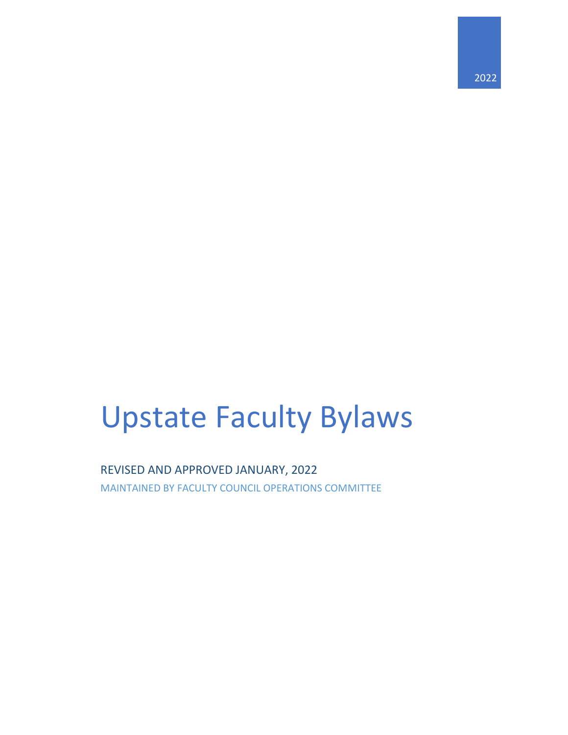2022

# Upstate Faculty Bylaws

REVISED AND APPROVED JANUARY, 2022

MAINTAINED BY FACULTY COUNCIL OPERATIONS COMMITTEE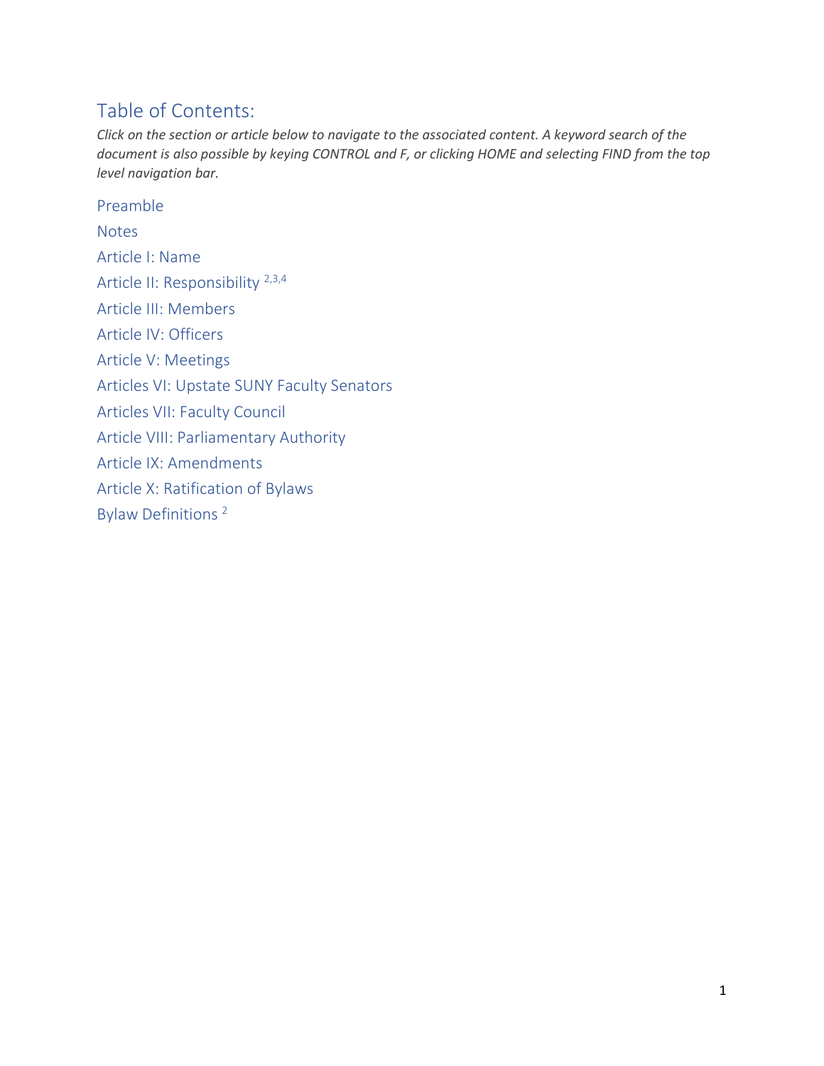## Table of Contents:

*Click on the section or article below to navigate to the associated content. A keyword search of the document is also possible by keying CONTROL and F, or clicking HOME and selecting FIND from the top level navigation bar.*

Preamble

Notes

Article I: Name

Article II: Responsibility [2,3,4]

Article III: Members

Article IV: Officers

Article V: Meetings

Articles VI: Upstate SUNY Faculty Senators

Articles VII: Faculty Council

Article VIII: Parliamentary Authority

Article IX: Amendments

Article X: Ratification of Bylaws

Bylaw Definitions [2]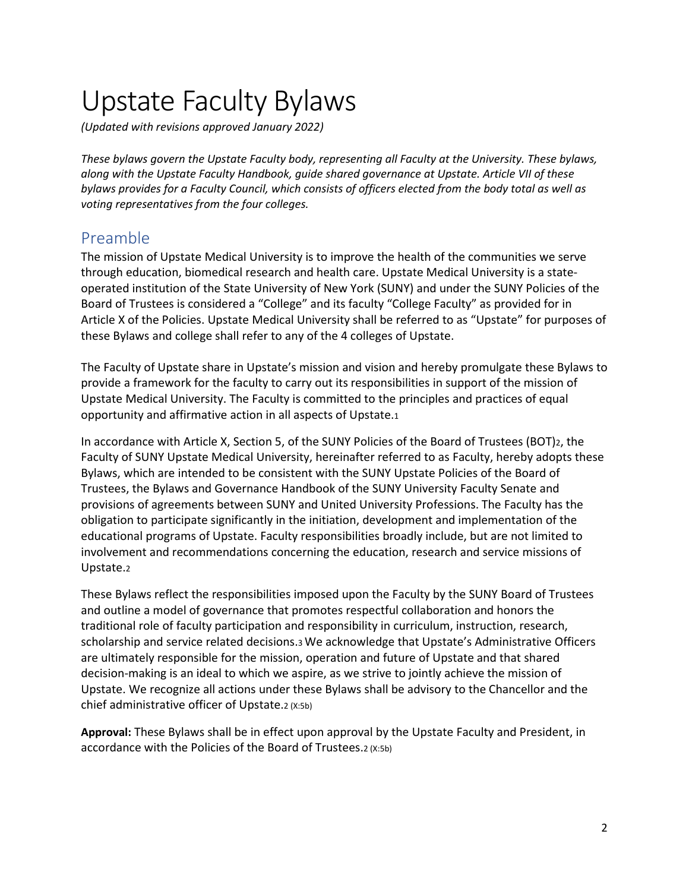# Upstate Faculty Bylaws

*(Updated with revisions approved January 2022)*

*These bylaws govern the Upstate Faculty body, representing all Faculty at the University. These bylaws, along with the Upstate Faculty Handbook, guide shared governance at Upstate. Article VII of these bylaws provides for a Faculty Council, which consists of officers elected from the body total as well as voting representatives from the four colleges.*

## Preamble

The mission of Upstate Medical University is to improve the health of the communities we serve through education, biomedical research and health care. Upstate Medical University is a state-operated institution of the State University of New York (SUNY) and under the SUNY Policies of the Board of Trustees is considered a "College" and its faculty "College Faculty" as provided for in Article X of the Policies. Upstate Medical University shall be referred to as "Upstate" for purposes of these Bylaws and college shall refer to any of the 4 colleges of Upstate.

The Faculty of Upstate share in Upstate's mission and vision and hereby promulgate these Bylaws to provide a framework for the faculty to carry out its responsibilities in support of the mission of Upstate Medical University. The Faculty is committed to the principles and practices of equal opportunity and affirmative action in all aspects of Upstate.[1]

In accordance with Article X, Section 5, of the SUNY Policies of the Board of Trustees (BOT)[2], the Faculty of SUNY Upstate Medical University, hereinafter referred to as Faculty, hereby adopts these Bylaws, which are intended to be consistent with the SUNY Upstate Policies of the Board of Trustees, the Bylaws and Governance Handbook of the SUNY University Faculty Senate and provisions of agreements between SUNY and United University Professions. The Faculty has the obligation to participate significantly in the initiation, development and implementation of the educational programs of Upstate. Faculty responsibilities broadly include, but are not limited to involvement and recommendations concerning the education, research and service missions of Upstate.[2]

These Bylaws reflect the responsibilities imposed upon the Faculty by the SUNY Board of Trustees and outline a model of governance that promotes respectful collaboration and honors the traditional role of faculty participation and responsibility in curriculum, instruction, research, scholarship and service related decisions.[3] We acknowledge that Upstate's Administrative Officers are ultimately responsible for the mission, operation and future of Upstate and that shared decision-making is an ideal to which we aspire, as we strive to jointly achieve the mission of Upstate. We recognize all actions under these Bylaws shall be advisory to the Chancellor and the chief administrative officer of Upstate.[2 (X:5b)]

**Approval:** These Bylaws shall be in effect upon approval by the Upstate Faculty and President, in accordance with the Policies of the Board of Trustees.[2 (X:5b)]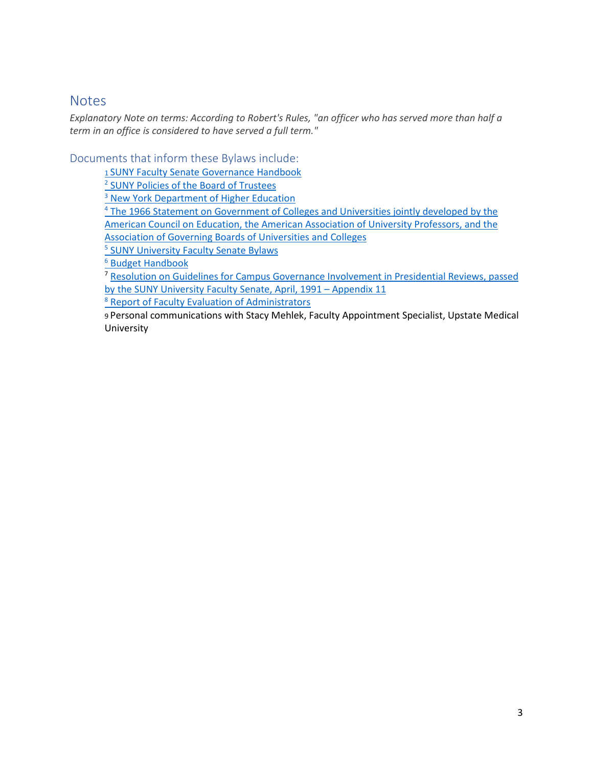## Notes

*Explanatory Note on terms: According to Robert's Rules, "an officer who has served more than half a term in an office is considered to have served a full term."*

### Documents that inform these Bylaws include:

[1] SUNY Faculty Senate Governance Handbook
[2] SUNY Policies of the Board of Trustees
[3] New York Department of Higher Education
[4] The 1966 Statement on Government of Colleges and Universities jointly developed by the American Council on Education, the American Association of University Professors, and the Association of Governing Boards of Universities and Colleges
[5] SUNY University Faculty Senate Bylaws
[6] Budget Handbook
[7] Resolution on Guidelines for Campus Governance Involvement in Presidential Reviews, passed by the SUNY University Faculty Senate, April, 1991 – Appendix 11
[8] Report of Faculty Evaluation of Administrators
[9] Personal communications with Stacy Mehlek, Faculty Appointment Specialist, Upstate Medical University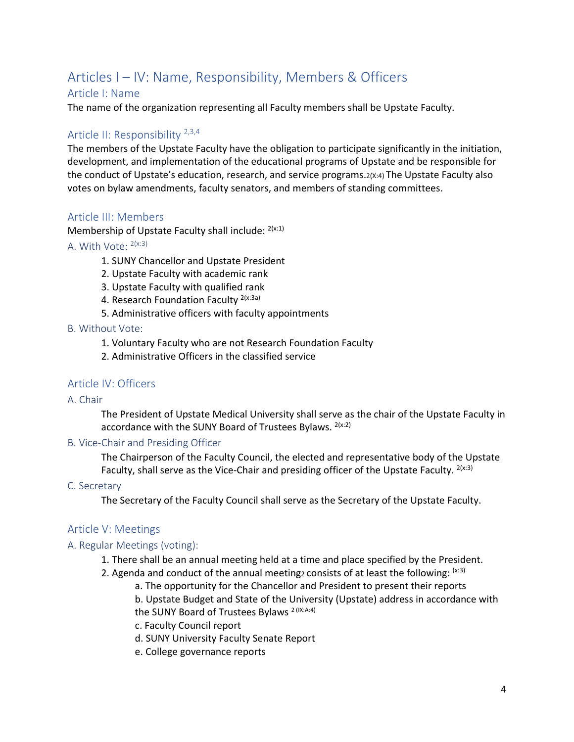# Articles I – IV: Name, Responsibility, Members & Officers

## Article I: Name

The name of the organization representing all Faculty members shall be Upstate Faculty.

## Article II: Responsibility [2,3,4]

The members of the Upstate Faculty have the obligation to participate significantly in the initiation, development, and implementation of the educational programs of Upstate and be responsible for the conduct of Upstate's education, research, and service programs.[2(X:4)] The Upstate Faculty also votes on bylaw amendments, faculty senators, and members of standing committees.

## Article III: Members

Membership of Upstate Faculty shall include: [2(x:1)]

### A. With Vote: [2(x:3)]

1. SUNY Chancellor and Upstate President
2. Upstate Faculty with academic rank
3. Upstate Faculty with qualified rank
4. Research Foundation Faculty [2(x:3a)]
5. Administrative officers with faculty appointments

### B. Without Vote:

1. Voluntary Faculty who are not Research Foundation Faculty
2. Administrative Officers in the classified service

## Article IV: Officers

### A. Chair

The President of Upstate Medical University shall serve as the chair of the Upstate Faculty in accordance with the SUNY Board of Trustees Bylaws. [2(x:2)]

### B. Vice-Chair and Presiding Officer

The Chairperson of the Faculty Council, the elected and representative body of the Upstate Faculty, shall serve as the Vice-Chair and presiding officer of the Upstate Faculty. [2(x:3)]

### C. Secretary

The Secretary of the Faculty Council shall serve as the Secretary of the Upstate Faculty.

## Article V: Meetings

### A. Regular Meetings (voting):

1. There shall be an annual meeting held at a time and place specified by the President.
2. Agenda and conduct of the annual meeting[2] consists of at least the following: [(x:3)]
   a. The opportunity for the Chancellor and President to present their reports
   b. Upstate Budget and State of the University (Upstate) address in accordance with the SUNY Board of Trustees Bylaws [2 (IX:A:4)]
   c. Faculty Council report
   d. SUNY University Faculty Senate Report
   e. College governance reports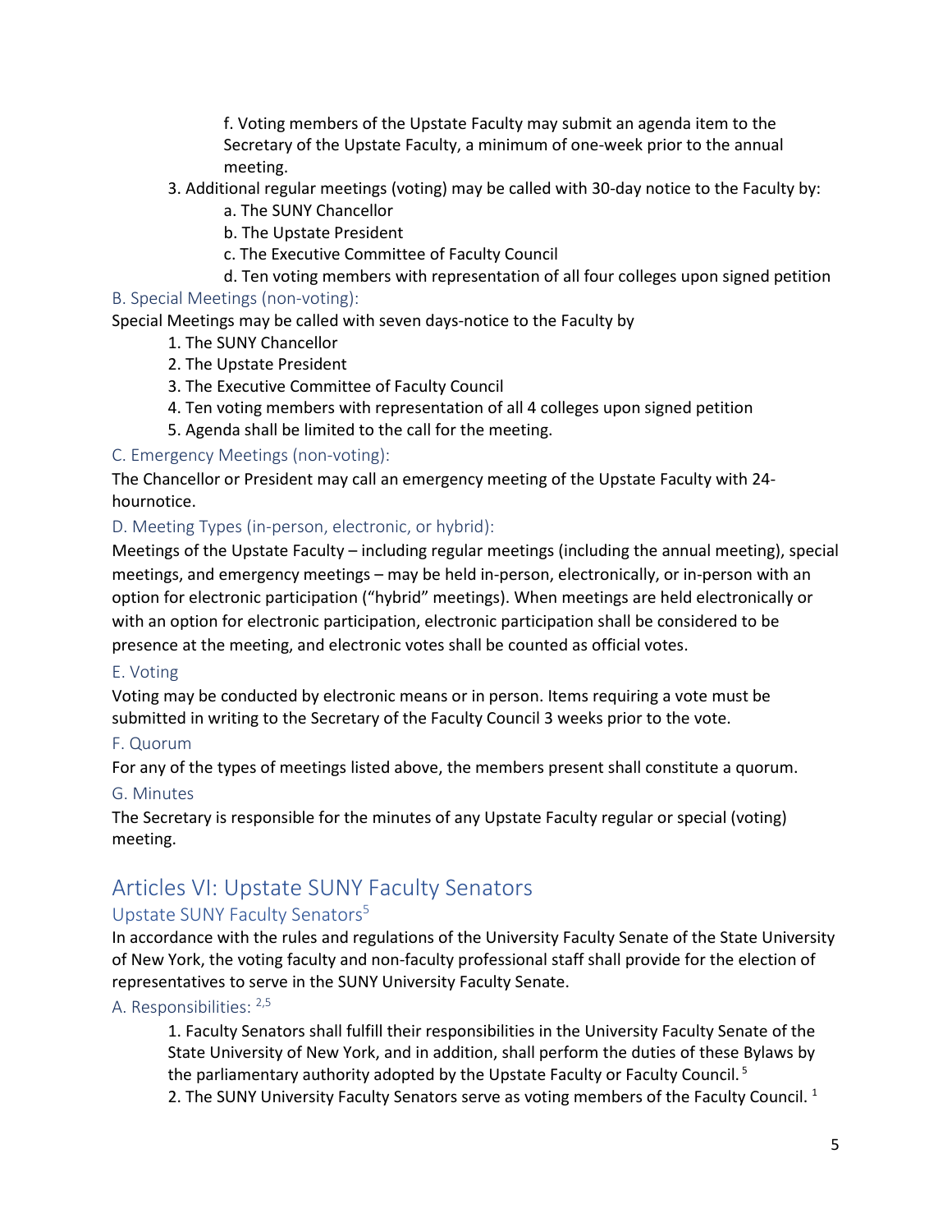f. Voting members of the Upstate Faculty may submit an agenda item to the Secretary of the Upstate Faculty, a minimum of one-week prior to the annual meeting.

3. Additional regular meetings (voting) may be called with 30-day notice to the Faculty by:
   a. The SUNY Chancellor
   b. The Upstate President
   c. The Executive Committee of Faculty Council
   d. Ten voting members with representation of all four colleges upon signed petition

### B. Special Meetings (non-voting):

Special Meetings may be called with seven days-notice to the Faculty by

1. The SUNY Chancellor
2. The Upstate President
3. The Executive Committee of Faculty Council
4. Ten voting members with representation of all 4 colleges upon signed petition
5. Agenda shall be limited to the call for the meeting.

### C. Emergency Meetings (non-voting):

The Chancellor or President may call an emergency meeting of the Upstate Faculty with 24-hournotice.

### D. Meeting Types (in-person, electronic, or hybrid):

Meetings of the Upstate Faculty – including regular meetings (including the annual meeting), special meetings, and emergency meetings – may be held in-person, electronically, or in-person with an option for electronic participation ("hybrid" meetings). When meetings are held electronically or with an option for electronic participation, electronic participation shall be considered to be presence at the meeting, and electronic votes shall be counted as official votes.

### E. Voting

Voting may be conducted by electronic means or in person. Items requiring a vote must be submitted in writing to the Secretary of the Faculty Council 3 weeks prior to the vote.

### F. Quorum

For any of the types of meetings listed above, the members present shall constitute a quorum.

### G. Minutes

The Secretary is responsible for the minutes of any Upstate Faculty regular or special (voting) meeting.

## Articles VI: Upstate SUNY Faculty Senators

### Upstate SUNY Faculty Senators[5]

In accordance with the rules and regulations of the University Faculty Senate of the State University of New York, the voting faculty and non-faculty professional staff shall provide for the election of representatives to serve in the SUNY University Faculty Senate.

### A. Responsibilities: [2,5]

1. Faculty Senators shall fulfill their responsibilities in the University Faculty Senate of the State University of New York, and in addition, shall perform the duties of these Bylaws by the parliamentary authority adopted by the Upstate Faculty or Faculty Council.[5]
2. The SUNY University Faculty Senators serve as voting members of the Faculty Council.[1]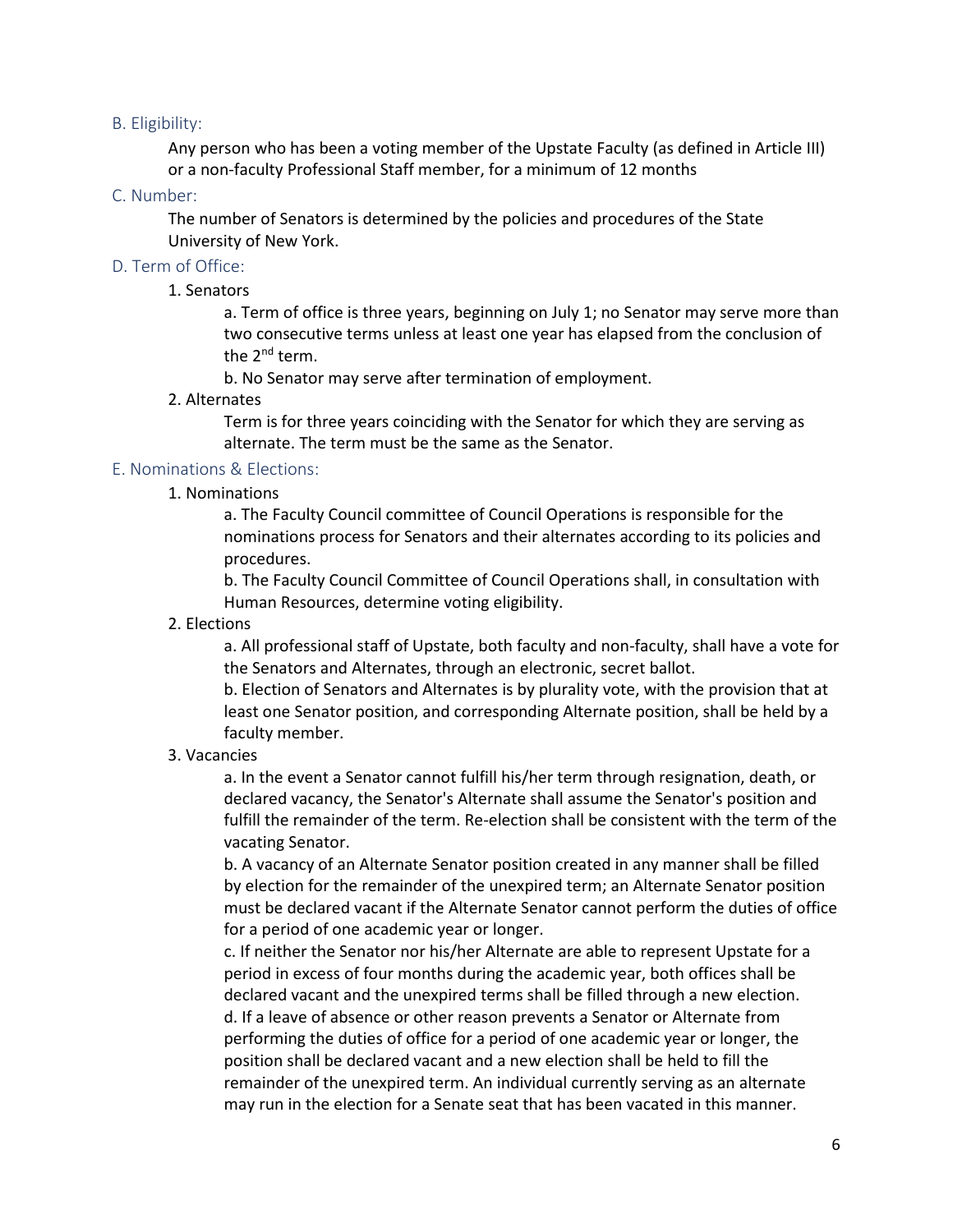### B. Eligibility:

Any person who has been a voting member of the Upstate Faculty (as defined in Article III) or a non-faculty Professional Staff member, for a minimum of 12 months

### C. Number:

The number of Senators is determined by the policies and procedures of the State University of New York.

### D. Term of Office:

1. Senators
   - a. Term of office is three years, beginning on July 1; no Senator may serve more than two consecutive terms unless at least one year has elapsed from the conclusion of the 2nd term.
   - b. No Senator may serve after termination of employment.
2. Alternates
   - Term is for three years coinciding with the Senator for which they are serving as alternate. The term must be the same as the Senator.

### E. Nominations & Elections:

1. Nominations
   - a. The Faculty Council committee of Council Operations is responsible for the nominations process for Senators and their alternates according to its policies and procedures.
   - b. The Faculty Council Committee of Council Operations shall, in consultation with Human Resources, determine voting eligibility.
2. Elections
   - a. All professional staff of Upstate, both faculty and non-faculty, shall have a vote for the Senators and Alternates, through an electronic, secret ballot.
   - b. Election of Senators and Alternates is by plurality vote, with the provision that at least one Senator position, and corresponding Alternate position, shall be held by a faculty member.
3. Vacancies
   - a. In the event a Senator cannot fulfill his/her term through resignation, death, or declared vacancy, the Senator's Alternate shall assume the Senator's position and fulfill the remainder of the term. Re-election shall be consistent with the term of the vacating Senator.
   - b. A vacancy of an Alternate Senator position created in any manner shall be filled by election for the remainder of the unexpired term; an Alternate Senator position must be declared vacant if the Alternate Senator cannot perform the duties of office for a period of one academic year or longer.
   - c. If neither the Senator nor his/her Alternate are able to represent Upstate for a period in excess of four months during the academic year, both offices shall be declared vacant and the unexpired terms shall be filled through a new election.
   - d. If a leave of absence or other reason prevents a Senator or Alternate from performing the duties of office for a period of one academic year or longer, the position shall be declared vacant and a new election shall be held to fill the remainder of the unexpired term. An individual currently serving as an alternate may run in the election for a Senate seat that has been vacated in this manner.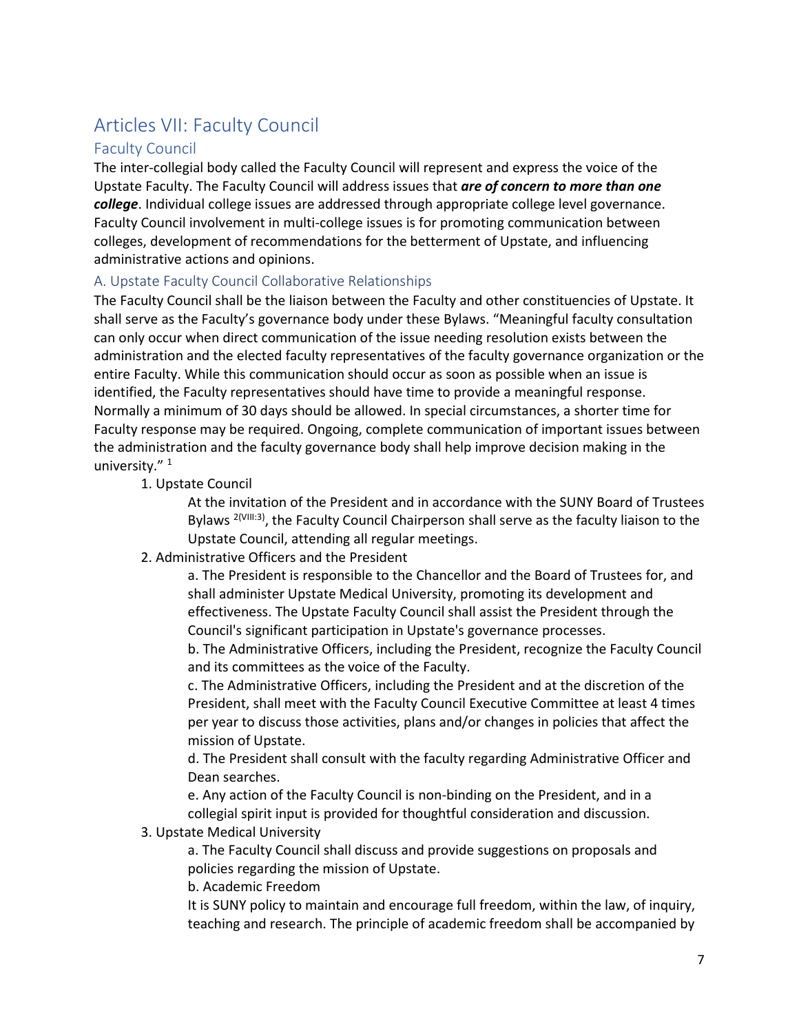# Articles VII: Faculty Council

## Faculty Council

The inter-collegial body called the Faculty Council will represent and express the voice of the Upstate Faculty. The Faculty Council will address issues that ***are of concern to more than one college***. Individual college issues are addressed through appropriate college level governance. Faculty Council involvement in multi-college issues is for promoting communication between colleges, development of recommendations for the betterment of Upstate, and influencing administrative actions and opinions.

### A. Upstate Faculty Council Collaborative Relationships

The Faculty Council shall be the liaison between the Faculty and other constituencies of Upstate. It shall serve as the Faculty's governance body under these Bylaws. "Meaningful faculty consultation can only occur when direct communication of the issue needing resolution exists between the administration and the elected faculty representatives of the faculty governance organization or the entire Faculty. While this communication should occur as soon as possible when an issue is identified, the Faculty representatives should have time to provide a meaningful response. Normally a minimum of 30 days should be allowed. In special circumstances, a shorter time for Faculty response may be required. Ongoing, complete communication of important issues between the administration and the faculty governance body shall help improve decision making in the university." [1]

1. Upstate Council

   At the invitation of the President and in accordance with the SUNY Board of Trustees Bylaws [2(VIII:3)], the Faculty Council Chairperson shall serve as the faculty liaison to the Upstate Council, attending all regular meetings.

2. Administrative Officers and the President

   a. The President is responsible to the Chancellor and the Board of Trustees for, and shall administer Upstate Medical University, promoting its development and effectiveness. The Upstate Faculty Council shall assist the President through the Council's significant participation in Upstate's governance processes.

   b. The Administrative Officers, including the President, recognize the Faculty Council and its committees as the voice of the Faculty.

   c. The Administrative Officers, including the President and at the discretion of the President, shall meet with the Faculty Council Executive Committee at least 4 times per year to discuss those activities, plans and/or changes in policies that affect the mission of Upstate.

   d. The President shall consult with the faculty regarding Administrative Officer and Dean searches.

   e. Any action of the Faculty Council is non-binding on the President, and in a collegial spirit input is provided for thoughtful consideration and discussion.

3. Upstate Medical University

   a. The Faculty Council shall discuss and provide suggestions on proposals and policies regarding the mission of Upstate.

   b. Academic Freedom

   It is SUNY policy to maintain and encourage full freedom, within the law, of inquiry, teaching and research. The principle of academic freedom shall be accompanied by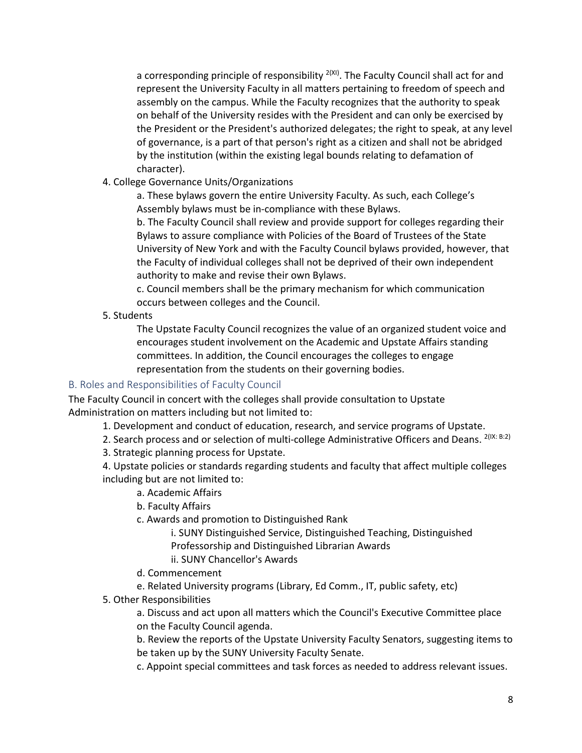a corresponding principle of responsibility [2(XI)]. The Faculty Council shall act for and represent the University Faculty in all matters pertaining to freedom of speech and assembly on the campus. While the Faculty recognizes that the authority to speak on behalf of the University resides with the President and can only be exercised by the President or the President's authorized delegates; the right to speak, at any level of governance, is a part of that person's right as a citizen and shall not be abridged by the institution (within the existing legal bounds relating to defamation of character).

4. College Governance Units/Organizations

    a. These bylaws govern the entire University Faculty. As such, each College's Assembly bylaws must be in-compliance with these Bylaws.

    b. The Faculty Council shall review and provide support for colleges regarding their Bylaws to assure compliance with Policies of the Board of Trustees of the State University of New York and with the Faculty Council bylaws provided, however, that the Faculty of individual colleges shall not be deprived of their own independent authority to make and revise their own Bylaws.

    c. Council members shall be the primary mechanism for which communication occurs between colleges and the Council.

5. Students

    The Upstate Faculty Council recognizes the value of an organized student voice and encourages student involvement on the Academic and Upstate Affairs standing committees. In addition, the Council encourages the colleges to engage representation from the students on their governing bodies.

## B. Roles and Responsibilities of Faculty Council

The Faculty Council in concert with the colleges shall provide consultation to Upstate Administration on matters including but not limited to:

1. Development and conduct of education, research, and service programs of Upstate.
2. Search process and or selection of multi-college Administrative Officers and Deans. [2(IX: B:2)]
3. Strategic planning process for Upstate.
4. Upstate policies or standards regarding students and faculty that affect multiple colleges including but are not limited to:
    - a. Academic Affairs
    - b. Faculty Affairs
    - c. Awards and promotion to Distinguished Rank
        - i. SUNY Distinguished Service, Distinguished Teaching, Distinguished Professorship and Distinguished Librarian Awards
        - ii. SUNY Chancellor's Awards
    - d. Commencement
    - e. Related University programs (Library, Ed Comm., IT, public safety, etc)
5. Other Responsibilities
    - a. Discuss and act upon all matters which the Council's Executive Committee place on the Faculty Council agenda.
    - b. Review the reports of the Upstate University Faculty Senators, suggesting items to be taken up by the SUNY University Faculty Senate.
    - c. Appoint special committees and task forces as needed to address relevant issues.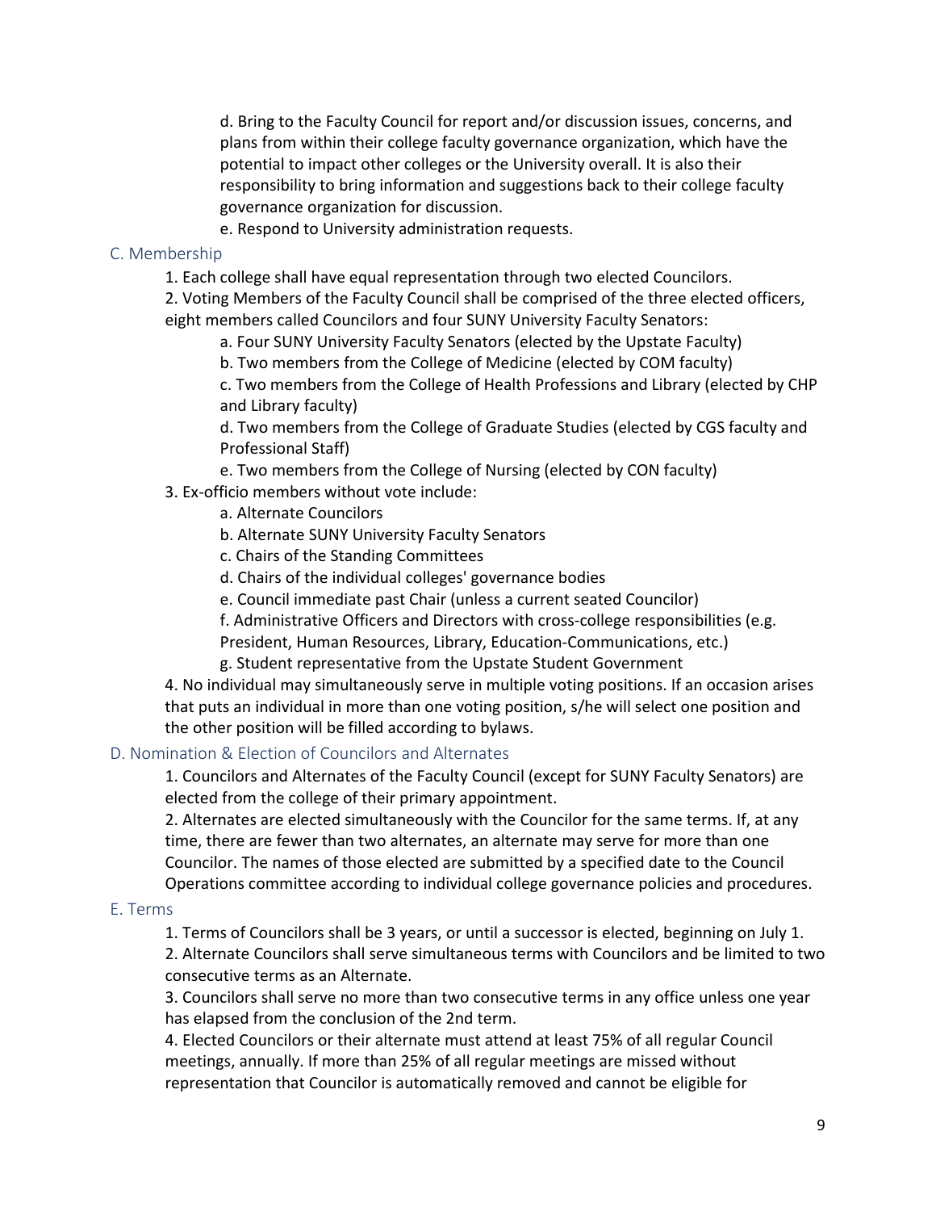d. Bring to the Faculty Council for report and/or discussion issues, concerns, and plans from within their college faculty governance organization, which have the potential to impact other colleges or the University overall. It is also their responsibility to bring information and suggestions back to their college faculty governance organization for discussion.

e. Respond to University administration requests.

### C. Membership

1. Each college shall have equal representation through two elected Councilors.
2. Voting Members of the Faculty Council shall be comprised of the three elected officers, eight members called Councilors and four SUNY University Faculty Senators:
   - a. Four SUNY University Faculty Senators (elected by the Upstate Faculty)
   - b. Two members from the College of Medicine (elected by COM faculty)
   - c. Two members from the College of Health Professions and Library (elected by CHP and Library faculty)
   - d. Two members from the College of Graduate Studies (elected by CGS faculty and Professional Staff)
   - e. Two members from the College of Nursing (elected by CON faculty)
3. Ex-officio members without vote include:
   - a. Alternate Councilors
   - b. Alternate SUNY University Faculty Senators
   - c. Chairs of the Standing Committees
   - d. Chairs of the individual colleges' governance bodies
   - e. Council immediate past Chair (unless a current seated Councilor)
   - f. Administrative Officers and Directors with cross-college responsibilities (e.g. President, Human Resources, Library, Education-Communications, etc.)
   - g. Student representative from the Upstate Student Government
4. No individual may simultaneously serve in multiple voting positions. If an occasion arises that puts an individual in more than one voting position, s/he will select one position and the other position will be filled according to bylaws.

### D. Nomination & Election of Councilors and Alternates

1. Councilors and Alternates of the Faculty Council (except for SUNY Faculty Senators) are elected from the college of their primary appointment.
2. Alternates are elected simultaneously with the Councilor for the same terms. If, at any time, there are fewer than two alternates, an alternate may serve for more than one Councilor. The names of those elected are submitted by a specified date to the Council Operations committee according to individual college governance policies and procedures.

### E. Terms

1. Terms of Councilors shall be 3 years, or until a successor is elected, beginning on July 1.
2. Alternate Councilors shall serve simultaneous terms with Councilors and be limited to two consecutive terms as an Alternate.
3. Councilors shall serve no more than two consecutive terms in any office unless one year has elapsed from the conclusion of the 2nd term.
4. Elected Councilors or their alternate must attend at least 75% of all regular Council meetings, annually. If more than 25% of all regular meetings are missed without representation that Councilor is automatically removed and cannot be eligible for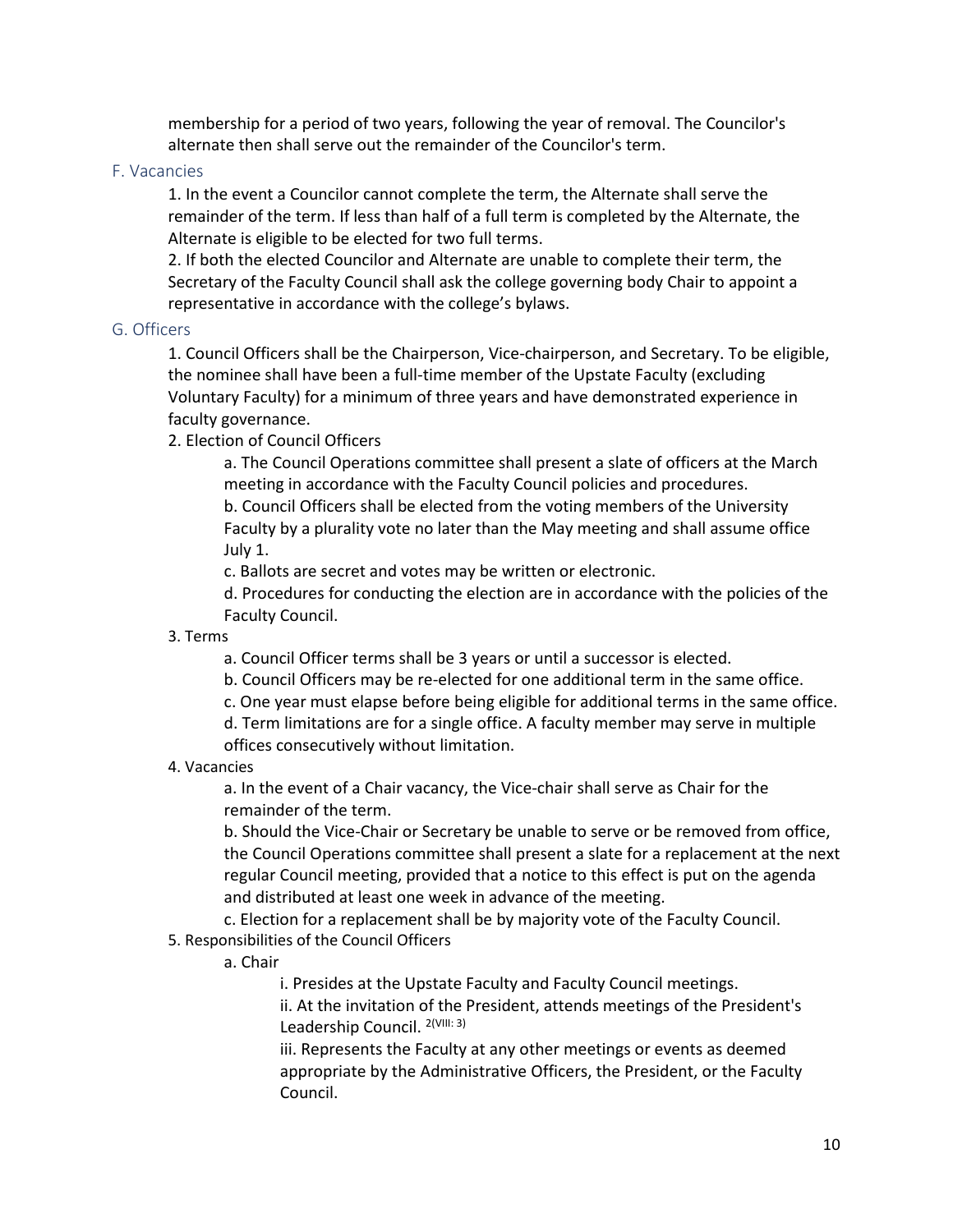membership for a period of two years, following the year of removal. The Councilor's alternate then shall serve out the remainder of the Councilor's term.

### F. Vacancies

1. In the event a Councilor cannot complete the term, the Alternate shall serve the remainder of the term. If less than half of a full term is completed by the Alternate, the Alternate is eligible to be elected for two full terms.
2. If both the elected Councilor and Alternate are unable to complete their term, the Secretary of the Faculty Council shall ask the college governing body Chair to appoint a representative in accordance with the college's bylaws.

### G. Officers

1. Council Officers shall be the Chairperson, Vice-chairperson, and Secretary. To be eligible, the nominee shall have been a full-time member of the Upstate Faculty (excluding Voluntary Faculty) for a minimum of three years and have demonstrated experience in faculty governance.
2. Election of Council Officers
   a. The Council Operations committee shall present a slate of officers at the March meeting in accordance with the Faculty Council policies and procedures.
   b. Council Officers shall be elected from the voting members of the University Faculty by a plurality vote no later than the May meeting and shall assume office July 1.
   c. Ballots are secret and votes may be written or electronic.
   d. Procedures for conducting the election are in accordance with the policies of the Faculty Council.
3. Terms
   a. Council Officer terms shall be 3 years or until a successor is elected.
   b. Council Officers may be re-elected for one additional term in the same office.
   c. One year must elapse before being eligible for additional terms in the same office.
   d. Term limitations are for a single office. A faculty member may serve in multiple offices consecutively without limitation.
4. Vacancies
   a. In the event of a Chair vacancy, the Vice-chair shall serve as Chair for the remainder of the term.
   b. Should the Vice-Chair or Secretary be unable to serve or be removed from office, the Council Operations committee shall present a slate for a replacement at the next regular Council meeting, provided that a notice to this effect is put on the agenda and distributed at least one week in advance of the meeting.
   c. Election for a replacement shall be by majority vote of the Faculty Council.
5. Responsibilities of the Council Officers
   a. Chair
      i. Presides at the Upstate Faculty and Faculty Council meetings.
      ii. At the invitation of the President, attends meetings of the President's Leadership Council. [2(VIII: 3)]
      iii. Represents the Faculty at any other meetings or events as deemed appropriate by the Administrative Officers, the President, or the Faculty Council.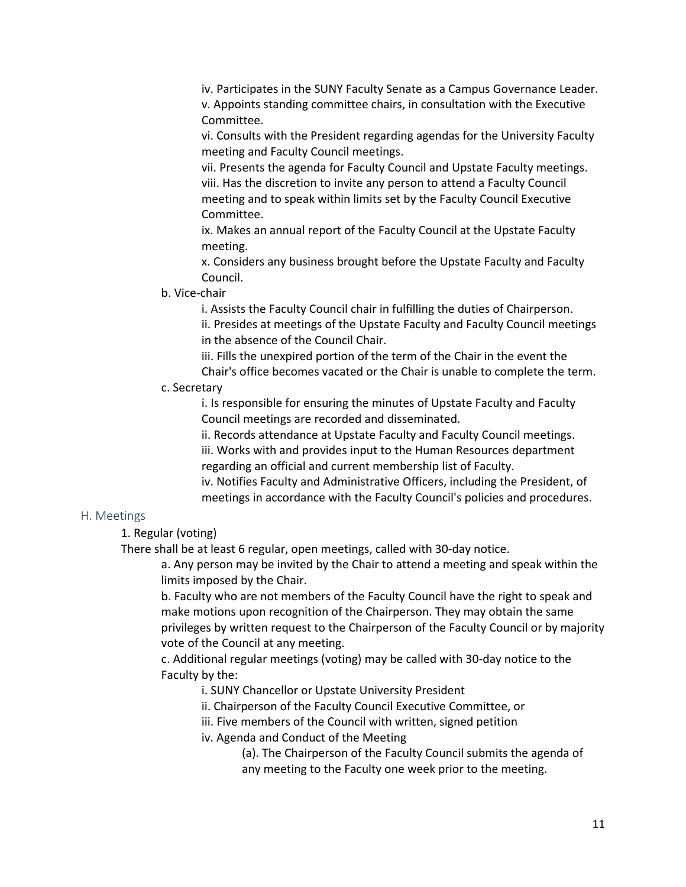iv. Participates in the SUNY Faculty Senate as a Campus Governance Leader.

v. Appoints standing committee chairs, in consultation with the Executive Committee.

vi. Consults with the President regarding agendas for the University Faculty meeting and Faculty Council meetings.

vii. Presents the agenda for Faculty Council and Upstate Faculty meetings.

viii. Has the discretion to invite any person to attend a Faculty Council meeting and to speak within limits set by the Faculty Council Executive Committee.

ix. Makes an annual report of the Faculty Council at the Upstate Faculty meeting.

x. Considers any business brought before the Upstate Faculty and Faculty Council.

b. Vice-chair

i. Assists the Faculty Council chair in fulfilling the duties of Chairperson.

ii. Presides at meetings of the Upstate Faculty and Faculty Council meetings in the absence of the Council Chair.

iii. Fills the unexpired portion of the term of the Chair in the event the Chair's office becomes vacated or the Chair is unable to complete the term.

c. Secretary

i. Is responsible for ensuring the minutes of Upstate Faculty and Faculty Council meetings are recorded and disseminated.

ii. Records attendance at Upstate Faculty and Faculty Council meetings.

iii. Works with and provides input to the Human Resources department regarding an official and current membership list of Faculty.

iv. Notifies Faculty and Administrative Officers, including the President, of meetings in accordance with the Faculty Council's policies and procedures.

## H. Meetings

1. Regular (voting)

There shall be at least 6 regular, open meetings, called with 30-day notice.

a. Any person may be invited by the Chair to attend a meeting and speak within the limits imposed by the Chair.

b. Faculty who are not members of the Faculty Council have the right to speak and make motions upon recognition of the Chairperson. They may obtain the same privileges by written request to the Chairperson of the Faculty Council or by majority vote of the Council at any meeting.

c. Additional regular meetings (voting) may be called with 30-day notice to the Faculty by the:

i. SUNY Chancellor or Upstate University President

ii. Chairperson of the Faculty Council Executive Committee, or

iii. Five members of the Council with written, signed petition

iv. Agenda and Conduct of the Meeting

(a). The Chairperson of the Faculty Council submits the agenda of any meeting to the Faculty one week prior to the meeting.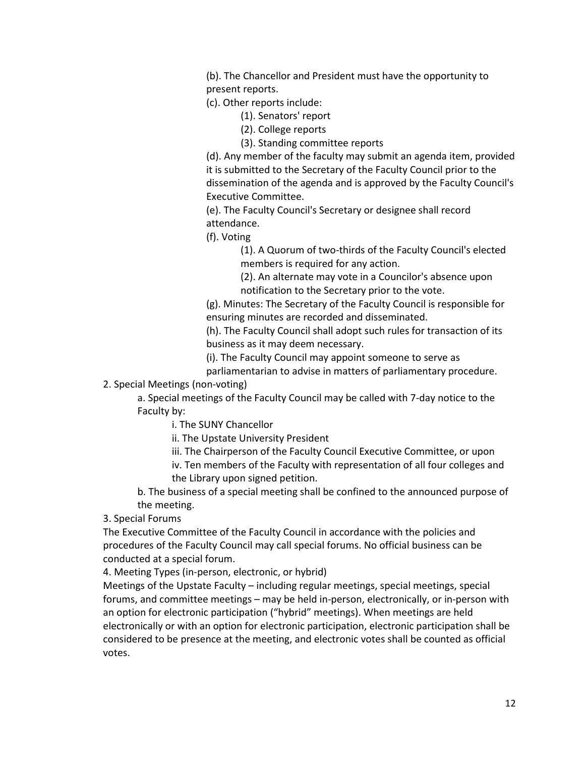(b). The Chancellor and President must have the opportunity to present reports.

(c). Other reports include:

(1). Senators' report

(2). College reports

(3). Standing committee reports

(d). Any member of the faculty may submit an agenda item, provided it is submitted to the Secretary of the Faculty Council prior to the dissemination of the agenda and is approved by the Faculty Council's Executive Committee.

(e). The Faculty Council's Secretary or designee shall record attendance.

(f). Voting

(1). A Quorum of two-thirds of the Faculty Council's elected members is required for any action.

(2). An alternate may vote in a Councilor's absence upon notification to the Secretary prior to the vote.

(g). Minutes: The Secretary of the Faculty Council is responsible for ensuring minutes are recorded and disseminated.

(h). The Faculty Council shall adopt such rules for transaction of its business as it may deem necessary.

(i). The Faculty Council may appoint someone to serve as parliamentarian to advise in matters of parliamentary procedure.

2. Special Meetings (non-voting)

a. Special meetings of the Faculty Council may be called with 7-day notice to the Faculty by:

i. The SUNY Chancellor

ii. The Upstate University President

iii. The Chairperson of the Faculty Council Executive Committee, or upon

iv. Ten members of the Faculty with representation of all four colleges and the Library upon signed petition.

b. The business of a special meeting shall be confined to the announced purpose of the meeting.

3. Special Forums

The Executive Committee of the Faculty Council in accordance with the policies and procedures of the Faculty Council may call special forums. No official business can be conducted at a special forum.

4. Meeting Types (in-person, electronic, or hybrid)

Meetings of the Upstate Faculty – including regular meetings, special meetings, special forums, and committee meetings – may be held in-person, electronically, or in-person with an option for electronic participation ("hybrid" meetings). When meetings are held electronically or with an option for electronic participation, electronic participation shall be considered to be presence at the meeting, and electronic votes shall be counted as official votes.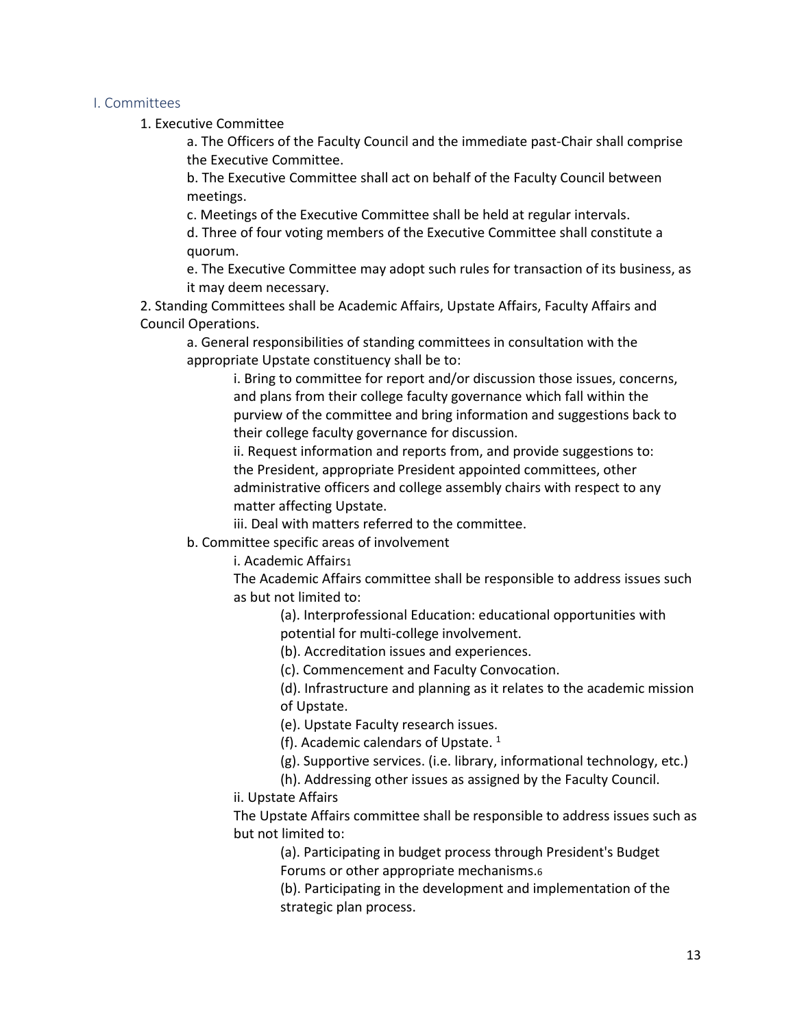## I. Committees

1. Executive Committee
   - a. The Officers of the Faculty Council and the immediate past-Chair shall comprise the Executive Committee.
   - b. The Executive Committee shall act on behalf of the Faculty Council between meetings.
   - c. Meetings of the Executive Committee shall be held at regular intervals.
   - d. Three of four voting members of the Executive Committee shall constitute a quorum.
   - e. The Executive Committee may adopt such rules for transaction of its business, as it may deem necessary.

2. Standing Committees shall be Academic Affairs, Upstate Affairs, Faculty Affairs and Council Operations.
   - a. General responsibilities of standing committees in consultation with the appropriate Upstate constituency shall be to:
     - i. Bring to committee for report and/or discussion those issues, concerns, and plans from their college faculty governance which fall within the purview of the committee and bring information and suggestions back to their college faculty governance for discussion.
     - ii. Request information and reports from, and provide suggestions to: the President, appropriate President appointed committees, other administrative officers and college assembly chairs with respect to any matter affecting Upstate.
     - iii. Deal with matters referred to the committee.
   - b. Committee specific areas of involvement
     - i. Academic Affairs[1]

       The Academic Affairs committee shall be responsible to address issues such as but not limited to:
       - (a). Interprofessional Education: educational opportunities with potential for multi-college involvement.
       - (b). Accreditation issues and experiences.
       - (c). Commencement and Faculty Convocation.
       - (d). Infrastructure and planning as it relates to the academic mission of Upstate.
       - (e). Upstate Faculty research issues.
       - (f). Academic calendars of Upstate. [1]
       - (g). Supportive services. (i.e. library, informational technology, etc.)
       - (h). Addressing other issues as assigned by the Faculty Council.
     - ii. Upstate Affairs

       The Upstate Affairs committee shall be responsible to address issues such as but not limited to:
       - (a). Participating in budget process through President's Budget Forums or other appropriate mechanisms.[6]
       - (b). Participating in the development and implementation of the strategic plan process.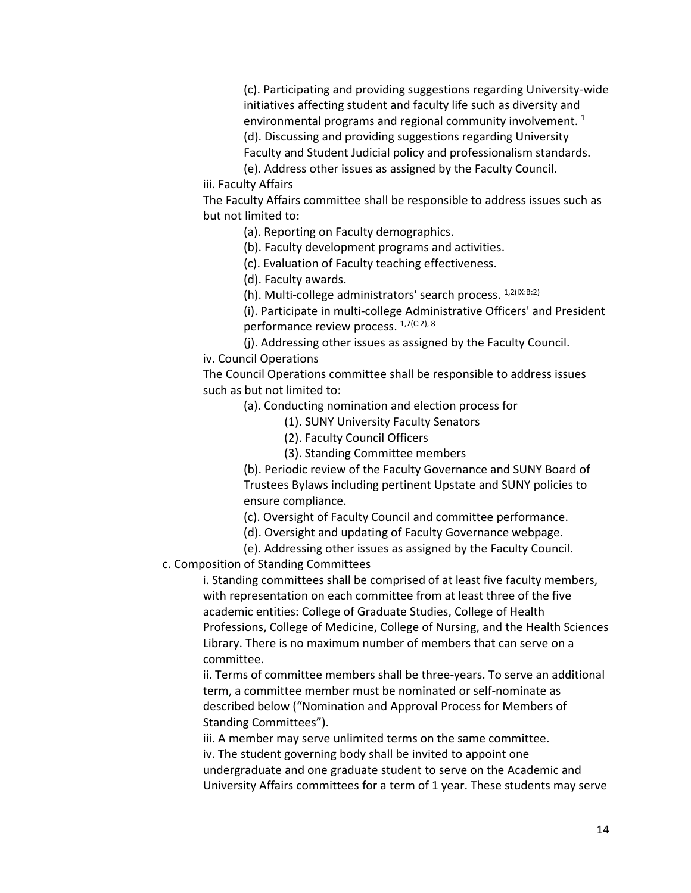(c). Participating and providing suggestions regarding University-wide initiatives affecting student and faculty life such as diversity and environmental programs and regional community involvement. [1]

(d). Discussing and providing suggestions regarding University Faculty and Student Judicial policy and professionalism standards.

(e). Address other issues as assigned by the Faculty Council.

iii. Faculty Affairs

The Faculty Affairs committee shall be responsible to address issues such as but not limited to:

(a). Reporting on Faculty demographics.

(b). Faculty development programs and activities.

(c). Evaluation of Faculty teaching effectiveness.

(d). Faculty awards.

(h). Multi-college administrators' search process. [1,2(IX:B:2)]

(i). Participate in multi-college Administrative Officers' and President performance review process. [1,7(C:2), 8]

(j). Addressing other issues as assigned by the Faculty Council.

iv. Council Operations

The Council Operations committee shall be responsible to address issues such as but not limited to:

(a). Conducting nomination and election process for

(1). SUNY University Faculty Senators

(2). Faculty Council Officers

(3). Standing Committee members

(b). Periodic review of the Faculty Governance and SUNY Board of Trustees Bylaws including pertinent Upstate and SUNY policies to ensure compliance.

(c). Oversight of Faculty Council and committee performance.

(d). Oversight and updating of Faculty Governance webpage.

(e). Addressing other issues as assigned by the Faculty Council.

c. Composition of Standing Committees

i. Standing committees shall be comprised of at least five faculty members, with representation on each committee from at least three of the five academic entities: College of Graduate Studies, College of Health Professions, College of Medicine, College of Nursing, and the Health Sciences Library. There is no maximum number of members that can serve on a committee.

ii. Terms of committee members shall be three-years. To serve an additional term, a committee member must be nominated or self-nominate as described below ("Nomination and Approval Process for Members of Standing Committees").

iii. A member may serve unlimited terms on the same committee.

iv. The student governing body shall be invited to appoint one undergraduate and one graduate student to serve on the Academic and University Affairs committees for a term of 1 year. These students may serve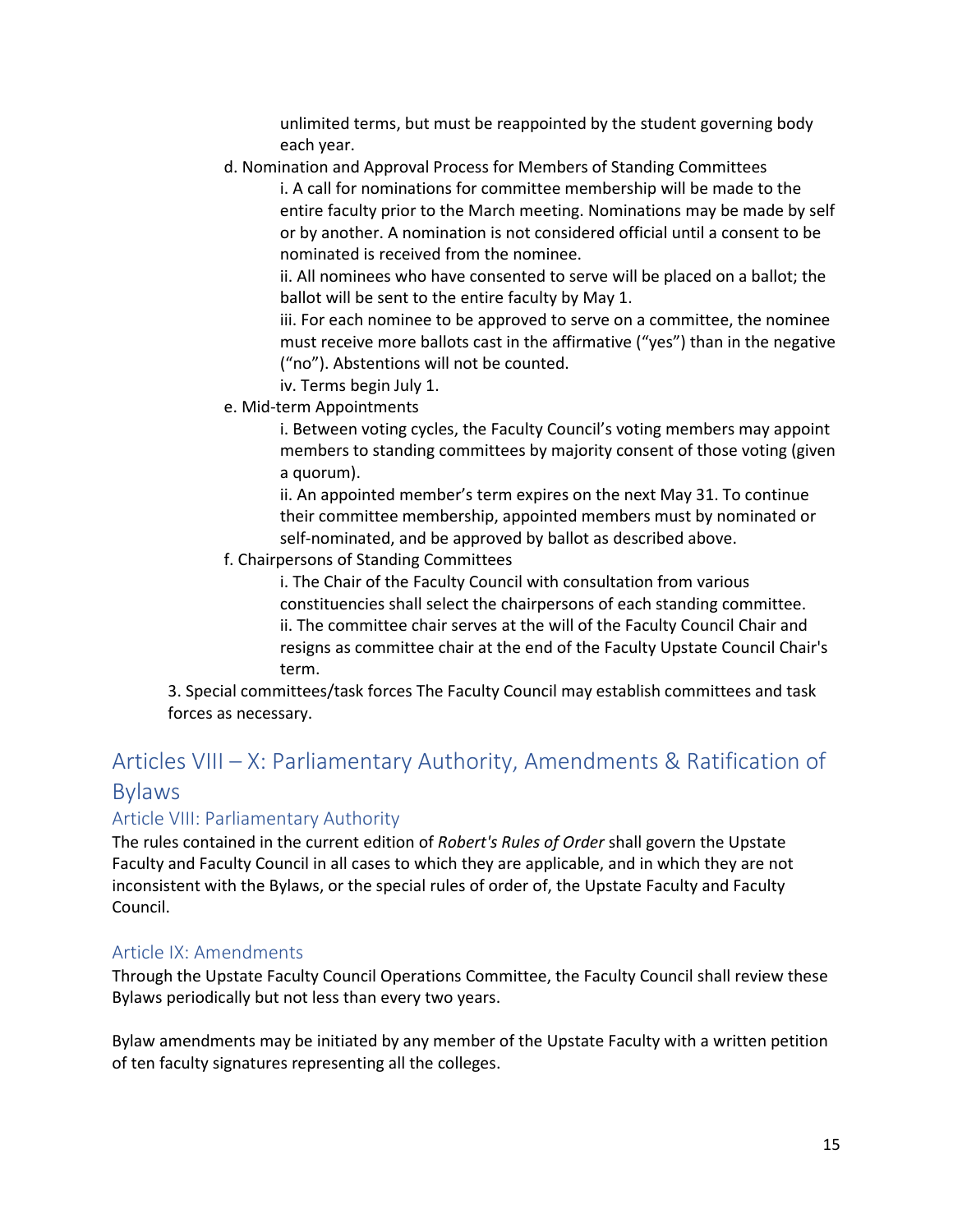unlimited terms, but must be reappointed by the student governing body each year.

d. Nomination and Approval Process for Members of Standing Committees

i. A call for nominations for committee membership will be made to the entire faculty prior to the March meeting. Nominations may be made by self or by another. A nomination is not considered official until a consent to be nominated is received from the nominee.

ii. All nominees who have consented to serve will be placed on a ballot; the ballot will be sent to the entire faculty by May 1.

iii. For each nominee to be approved to serve on a committee, the nominee must receive more ballots cast in the affirmative ("yes") than in the negative ("no"). Abstentions will not be counted.

iv. Terms begin July 1.

e. Mid-term Appointments

i. Between voting cycles, the Faculty Council's voting members may appoint members to standing committees by majority consent of those voting (given a quorum).

ii. An appointed member's term expires on the next May 31. To continue their committee membership, appointed members must by nominated or self-nominated, and be approved by ballot as described above.

f. Chairpersons of Standing Committees

i. The Chair of the Faculty Council with consultation from various constituencies shall select the chairpersons of each standing committee.

ii. The committee chair serves at the will of the Faculty Council Chair and resigns as committee chair at the end of the Faculty Upstate Council Chair's term.

3. Special committees/task forces The Faculty Council may establish committees and task forces as necessary.

# Articles VIII – X: Parliamentary Authority, Amendments & Ratification of Bylaws

## Article VIII: Parliamentary Authority

The rules contained in the current edition of *Robert's Rules of Order* shall govern the Upstate Faculty and Faculty Council in all cases to which they are applicable, and in which they are not inconsistent with the Bylaws, or the special rules of order of, the Upstate Faculty and Faculty Council.

## Article IX: Amendments

Through the Upstate Faculty Council Operations Committee, the Faculty Council shall review these Bylaws periodically but not less than every two years.

Bylaw amendments may be initiated by any member of the Upstate Faculty with a written petition of ten faculty signatures representing all the colleges.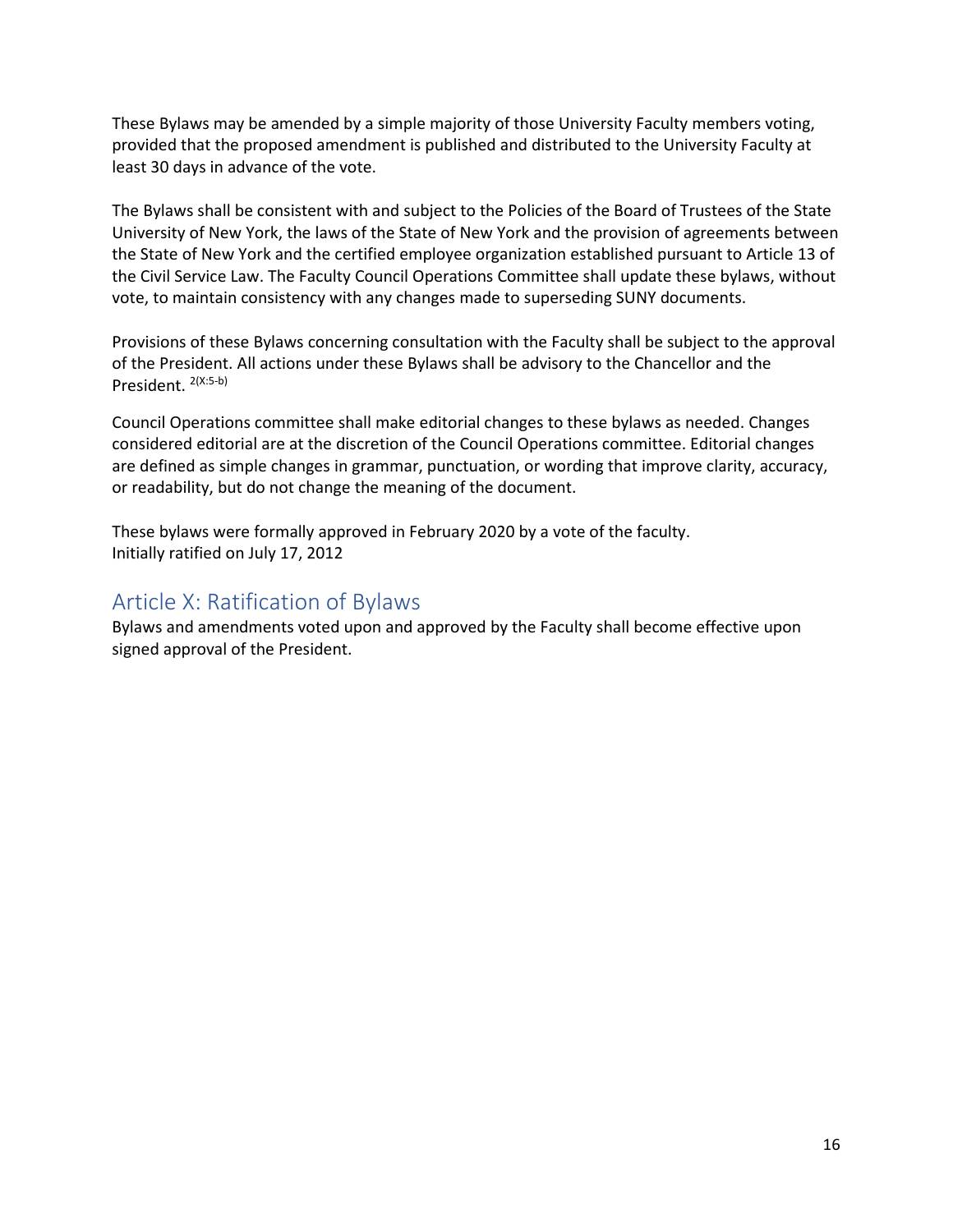These Bylaws may be amended by a simple majority of those University Faculty members voting, provided that the proposed amendment is published and distributed to the University Faculty at least 30 days in advance of the vote.

The Bylaws shall be consistent with and subject to the Policies of the Board of Trustees of the State University of New York, the laws of the State of New York and the provision of agreements between the State of New York and the certified employee organization established pursuant to Article 13 of the Civil Service Law. The Faculty Council Operations Committee shall update these bylaws, without vote, to maintain consistency with any changes made to superseding SUNY documents.

Provisions of these Bylaws concerning consultation with the Faculty shall be subject to the approval of the President. All actions under these Bylaws shall be advisory to the Chancellor and the President. [2(X:5-b)]

Council Operations committee shall make editorial changes to these bylaws as needed. Changes considered editorial are at the discretion of the Council Operations committee. Editorial changes are defined as simple changes in grammar, punctuation, or wording that improve clarity, accuracy, or readability, but do not change the meaning of the document.

These bylaws were formally approved in February 2020 by a vote of the faculty.
Initially ratified on July 17, 2012

## Article X: Ratification of Bylaws

Bylaws and amendments voted upon and approved by the Faculty shall become effective upon signed approval of the President.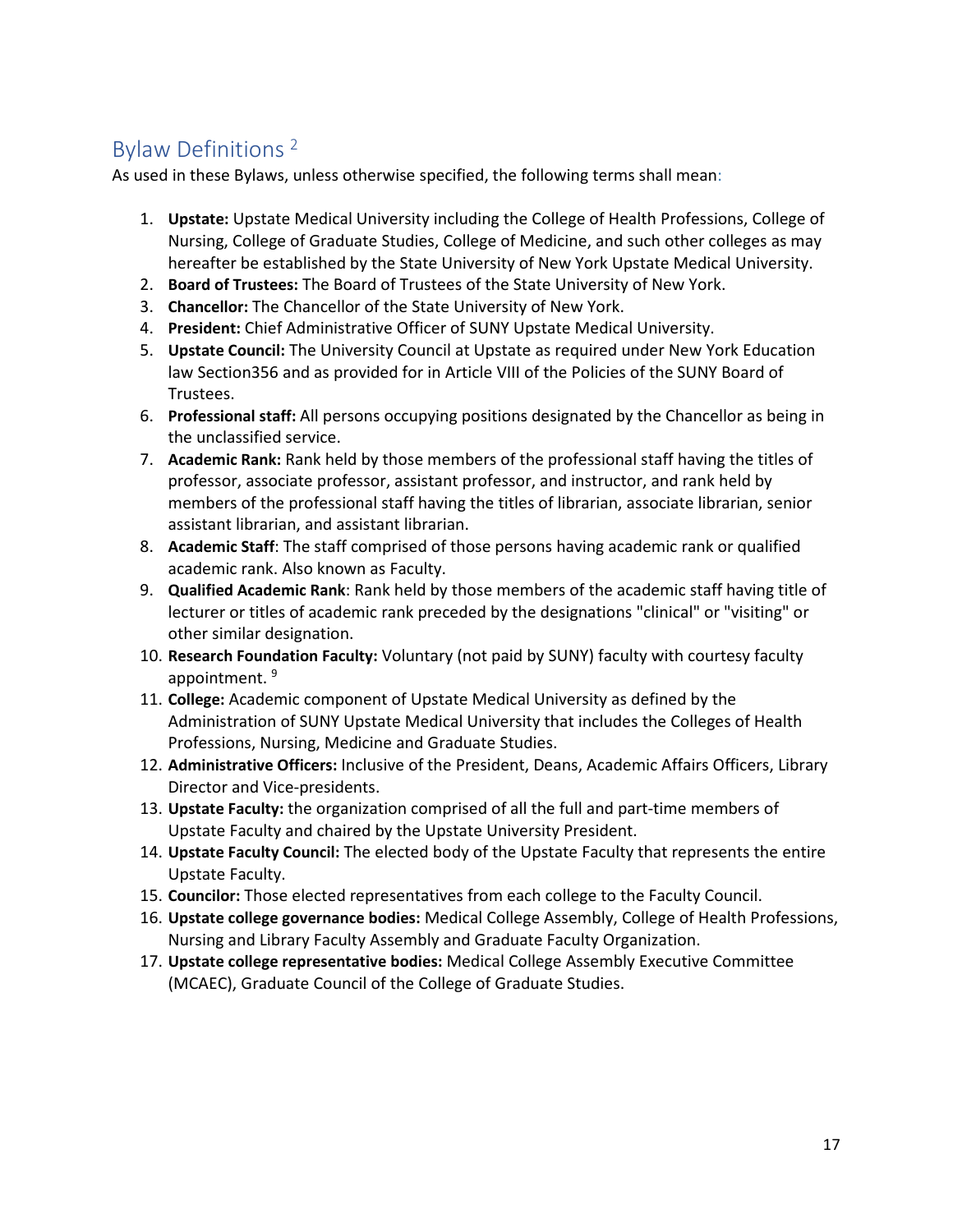## Bylaw Definitions [2]

As used in these Bylaws, unless otherwise specified, the following terms shall mean:

1. **Upstate:** Upstate Medical University including the College of Health Professions, College of Nursing, College of Graduate Studies, College of Medicine, and such other colleges as may hereafter be established by the State University of New York Upstate Medical University.
2. **Board of Trustees:** The Board of Trustees of the State University of New York.
3. **Chancellor:** The Chancellor of the State University of New York.
4. **President:** Chief Administrative Officer of SUNY Upstate Medical University.
5. **Upstate Council:** The University Council at Upstate as required under New York Education law Section356 and as provided for in Article VIII of the Policies of the SUNY Board of Trustees.
6. **Professional staff:** All persons occupying positions designated by the Chancellor as being in the unclassified service.
7. **Academic Rank:** Rank held by those members of the professional staff having the titles of professor, associate professor, assistant professor, and instructor, and rank held by members of the professional staff having the titles of librarian, associate librarian, senior assistant librarian, and assistant librarian.
8. **Academic Staff**: The staff comprised of those persons having academic rank or qualified academic rank. Also known as Faculty.
9. **Qualified Academic Rank**: Rank held by those members of the academic staff having title of lecturer or titles of academic rank preceded by the designations "clinical" or "visiting" or other similar designation.
10. **Research Foundation Faculty:** Voluntary (not paid by SUNY) faculty with courtesy faculty appointment. [9]
11. **College:** Academic component of Upstate Medical University as defined by the Administration of SUNY Upstate Medical University that includes the Colleges of Health Professions, Nursing, Medicine and Graduate Studies.
12. **Administrative Officers:** Inclusive of the President, Deans, Academic Affairs Officers, Library Director and Vice-presidents.
13. **Upstate Faculty:** the organization comprised of all the full and part-time members of Upstate Faculty and chaired by the Upstate University President.
14. **Upstate Faculty Council:** The elected body of the Upstate Faculty that represents the entire Upstate Faculty.
15. **Councilor:** Those elected representatives from each college to the Faculty Council.
16. **Upstate college governance bodies:** Medical College Assembly, College of Health Professions, Nursing and Library Faculty Assembly and Graduate Faculty Organization.
17. **Upstate college representative bodies:** Medical College Assembly Executive Committee (MCAEC), Graduate Council of the College of Graduate Studies.